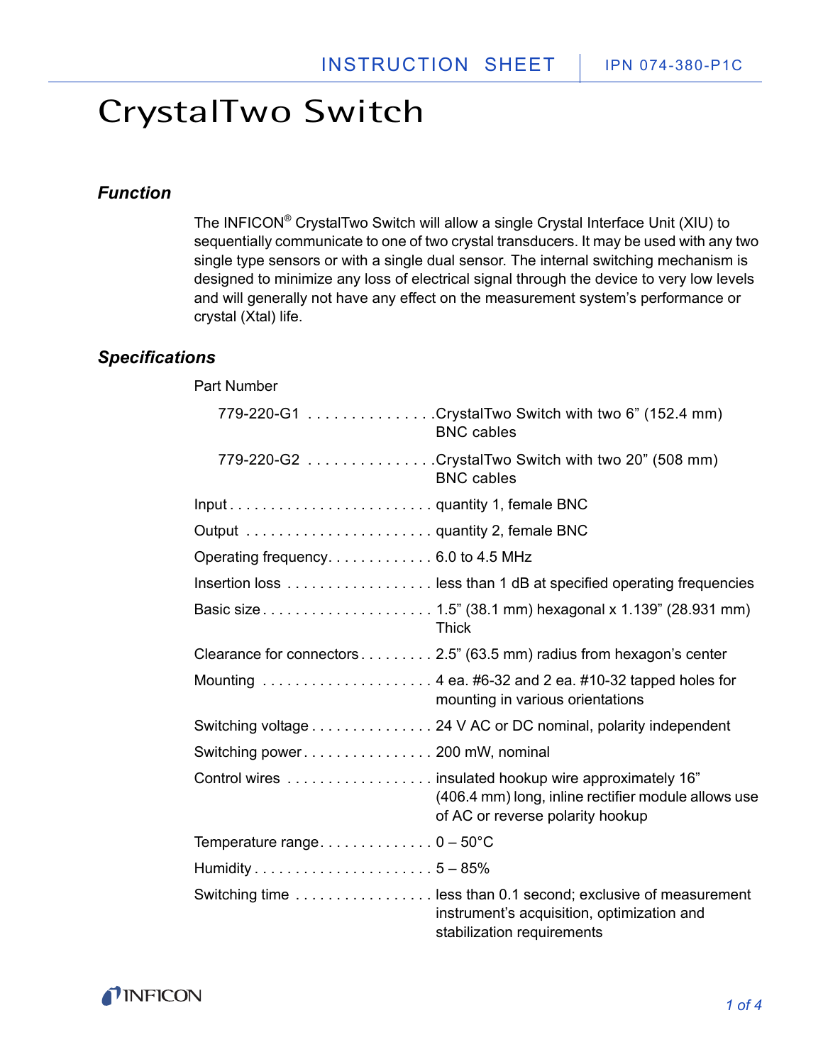# CrystalTwo Switch

## *Function*

The INFICON® CrystalTwo Switch will allow a single Crystal Interface Unit (XIU) to sequentially communicate to one of two crystal transducers. It may be used with any two single type sensors or with a single dual sensor. The internal switching mechanism is designed to minimize any loss of electrical signal through the device to very low levels and will generally not have any effect on the measurement system's performance or crystal (Xtal) life.

## *Specifications*

Part Number

| | |
|---|---|
| 779-220-G1 | CrystalTwo Switch with two 6" (152.4 mm) BNC cables |
| 779-220-G2 | CrystalTwo Switch with two 20" (508 mm) BNC cables |

| | |
|---|---|
| Input | quantity 1, female BNC |
| Output | quantity 2, female BNC |
| Operating frequency | 6.0 to 4.5 MHz |
| Insertion loss | less than 1 dB at specified operating frequencies |
| Basic size | 1.5" (38.1 mm) hexagonal x 1.139" (28.931 mm) Thick |
| Clearance for connectors | 2.5" (63.5 mm) radius from hexagon's center |
| Mounting | 4 ea. #6-32 and 2 ea. #10-32 tapped holes for mounting in various orientations |
| Switching voltage | 24 V AC or DC nominal, polarity independent |
| Switching power | 200 mW, nominal |
| Control wires | insulated hookup wire approximately 16" (406.4 mm) long, inline rectifier module allows use of AC or reverse polarity hookup |
| Temperature range | 0 – 50°C |
| Humidity | 5 – 85% |
| Switching time | less than 0.1 second; exclusive of measurement instrument's acquisition, optimization and stabilization requirements |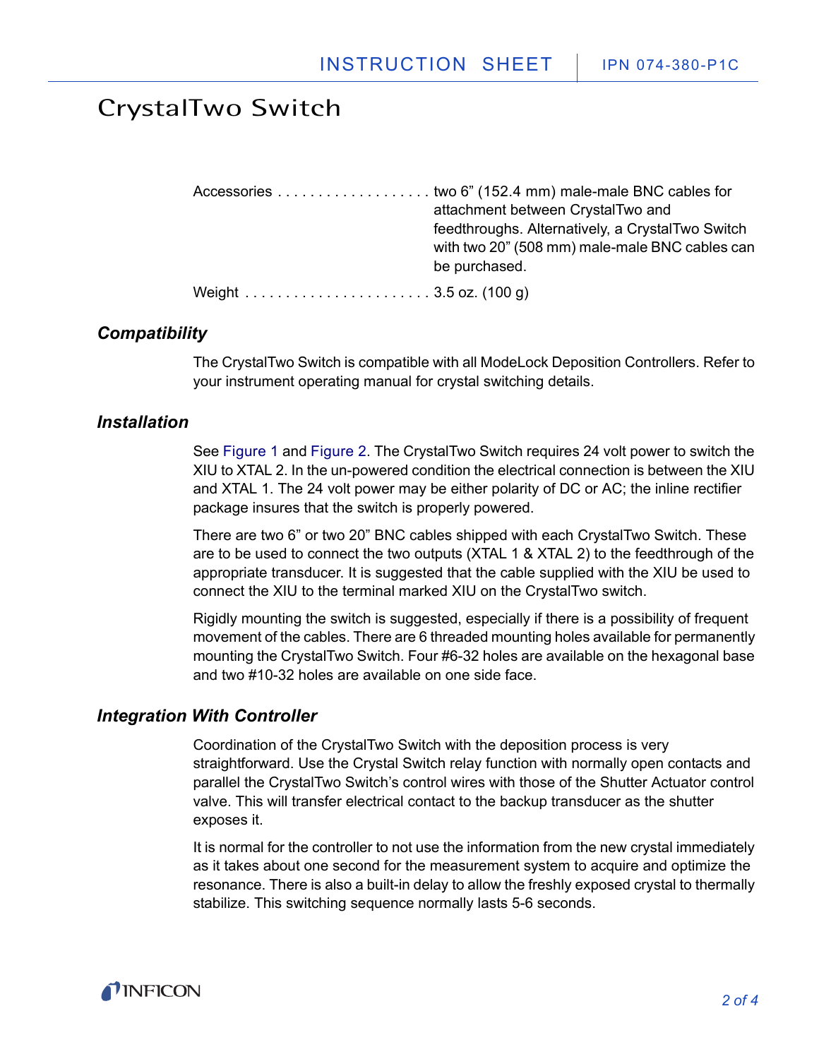| | |
|---|---|
| Accessories | two 6” (152.4 mm) male-male BNC cables for attachment between CrystalTwo and feedthroughs. Alternatively, a CrystalTwo Switch with two 20” (508 mm) male-male BNC cables can be purchased. |
| Weight | 3.5 oz. (100 g) |

### *Compatibility*

The CrystalTwo Switch is compatible with all ModeLock Deposition Controllers. Refer to your instrument operating manual for crystal switching details.

### *Installation*

See Figure 1 and Figure 2. The CrystalTwo Switch requires 24 volt power to switch the XIU to XTAL 2. In the un-powered condition the electrical connection is between the XIU and XTAL 1. The 24 volt power may be either polarity of DC or AC; the inline rectifier package insures that the switch is properly powered.

There are two 6” or two 20” BNC cables shipped with each CrystalTwo Switch. These are to be used to connect the two outputs (XTAL 1 & XTAL 2) to the feedthrough of the appropriate transducer. It is suggested that the cable supplied with the XIU be used to connect the XIU to the terminal marked XIU on the CrystalTwo switch.

Rigidly mounting the switch is suggested, especially if there is a possibility of frequent movement of the cables. There are 6 threaded mounting holes available for permanently mounting the CrystalTwo Switch. Four #6-32 holes are available on the hexagonal base and two #10-32 holes are available on one side face.

### *Integration With Controller*

Coordination of the CrystalTwo Switch with the deposition process is very straightforward. Use the Crystal Switch relay function with normally open contacts and parallel the CrystalTwo Switch’s control wires with those of the Shutter Actuator control valve. This will transfer electrical contact to the backup transducer as the shutter exposes it.

It is normal for the controller to not use the information from the new crystal immediately as it takes about one second for the measurement system to acquire and optimize the resonance. There is also a built-in delay to allow the freshly exposed crystal to thermally stabilize. This switching sequence normally lasts 5-6 seconds.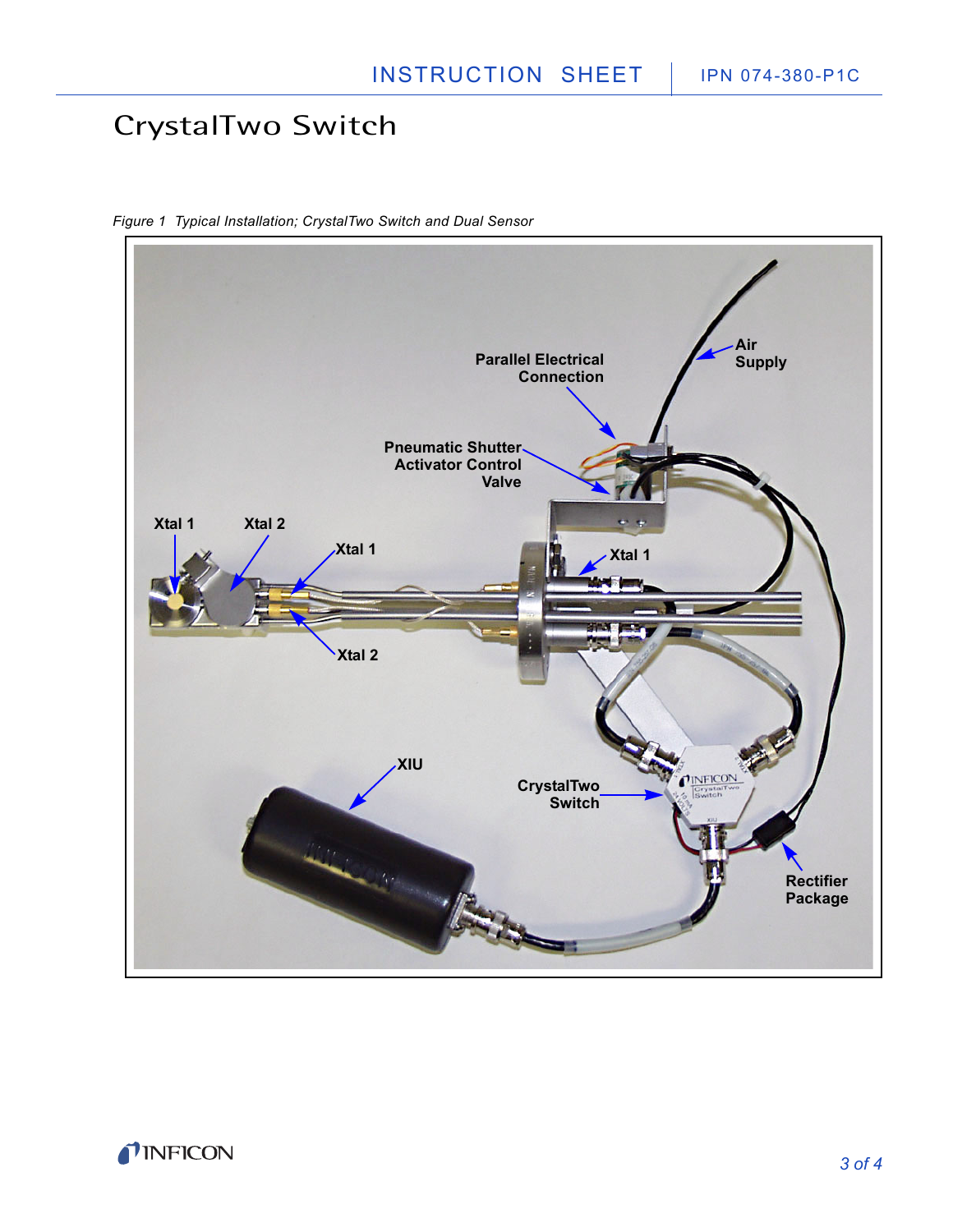# CrystalTwo Switch

*Figure 1 Typical Installation; CrystalTwo Switch and Dual Sensor*

Parallel Electrical Connection

Air Supply

Pneumatic Shutter Activator Control Valve

Xtal 1

Xtal 2

Xtal 1

Xtal 1

Xtal 2

XIU

CrystalTwo Switch

Rectifier Package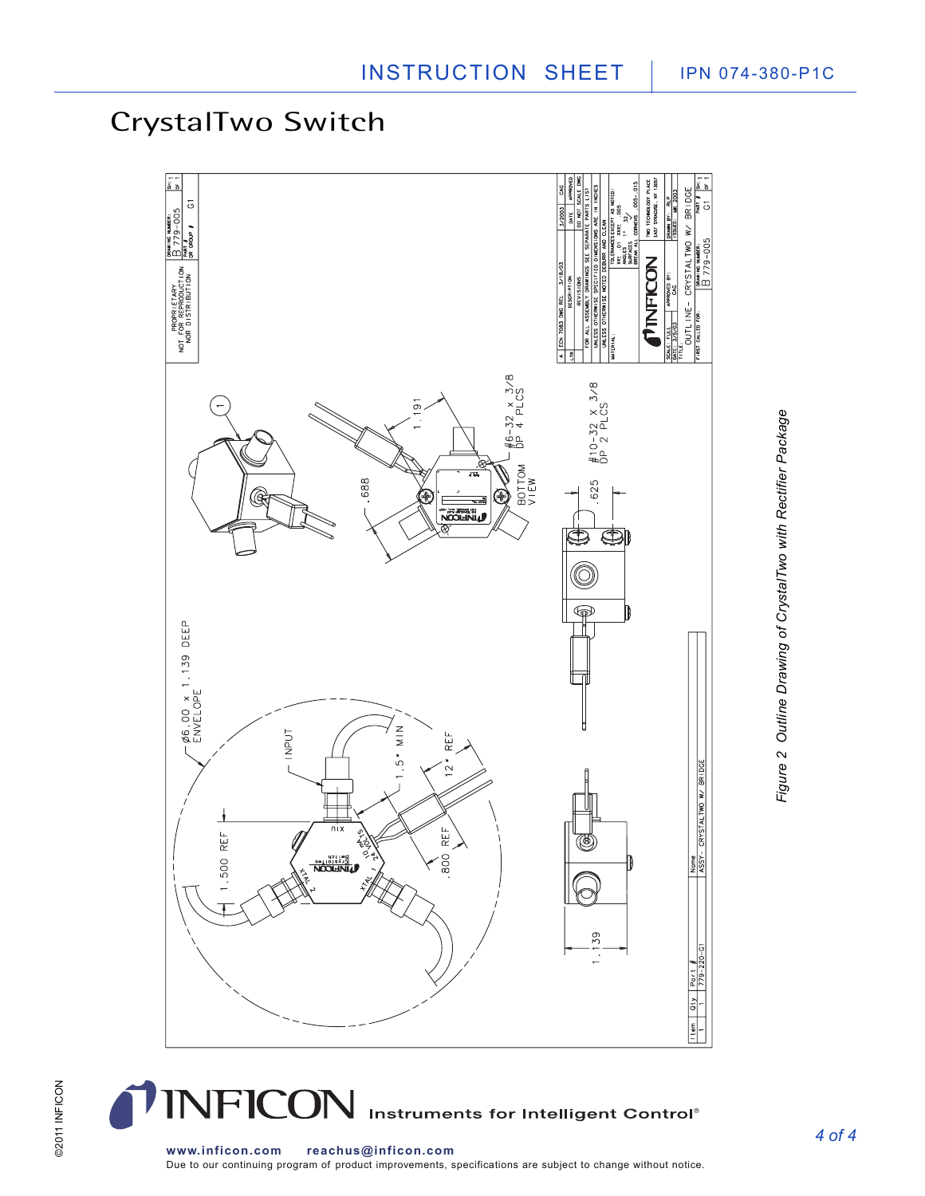# CrystalTwo Switch

PROPRIETARY
NOT FOR REPRODUCTION
NOR DISTRIBUTION

DRAWING NUMBER: B 779-005
PART # OR GROUP # G1

Ø6.00 x 1.139 DEEP ENVELOPE

INPUT

1.5" MIN

12" REF

1.500 REF

.800 REF

1.139

.688

1.191

#6-32 x 3/8 DP 4 PLCS

BOTTOM VIEW

.625

#10-32 x 3/8 DP 2 PLCS

| Item | Qty | Part # | Name |
|---|---|---|---|
| 1 | 1 | 779-220-G1 | ASSY- CRYSTALTWO W/ BRIDGE |

| LTR | DESCRIPTION | DATE | APPROVED |
|---|---|---|---|
| A | ECN 7063 DWG REL 3/18/03 | 3/2003 | CAG |

FOR ALL ASSEMBLY DRAWINGS SEE SEPARATE PARTS LIST

DO NOT SCALE DWG

UNLESS OTHERWISE SPECIFIED DIMENSIONS ARE IN INCHES

UNLESS OTHERWISE NOTED DEBURR AND CLEAN

TOLERANCES EXCEPT AS NOTED

SCALE: FULL

TITLE: OUTLINE- CRYSTALTWO W/ BRIDGE

DRAWING NUMBER: B 779-005

*Figure 2 Outline Drawing of CrystalTwo with Rectifier Package*

INFICON Instruments for Intelligent Control®

www.inficon.com reachus@inficon.com

Due to our continuing program of product improvements, specifications are subject to change without notice.

©2011 INFICON